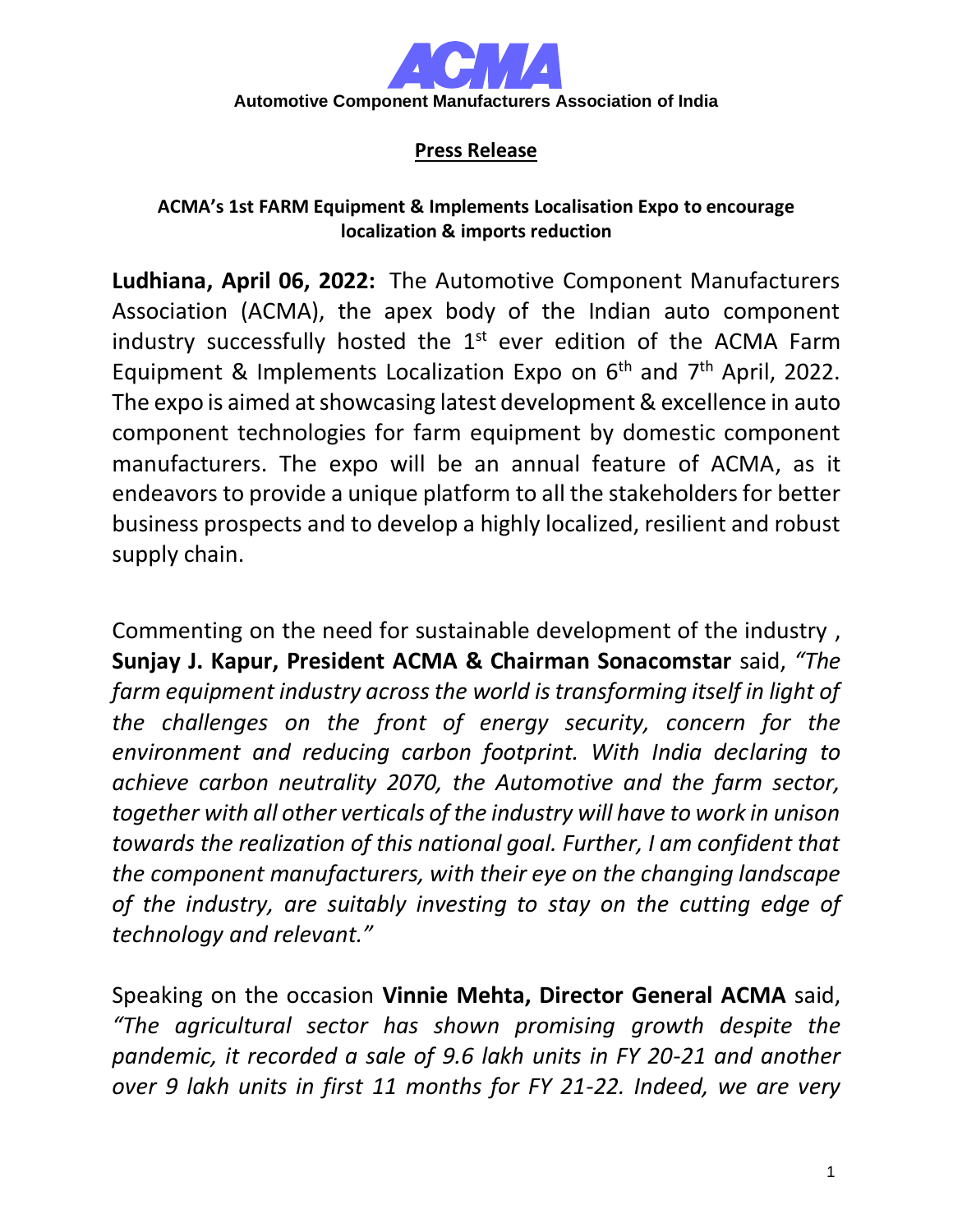**ACMA**

**Automotive Component Manufacturers Association of India**

## Press Release

### ACMA's 1st FARM Equipment & Implements Localisation Expo to encourage localization & imports reduction

**Ludhiana, April 06, 2022:** The Automotive Component Manufacturers Association (ACMA), the apex body of the Indian auto component industry successfully hosted the 1st ever edition of the ACMA Farm Equipment & Implements Localization Expo on 6th and 7th April, 2022. The expo is aimed at showcasing latest development & excellence in auto component technologies for farm equipment by domestic component manufacturers. The expo will be an annual feature of ACMA, as it endeavors to provide a unique platform to all the stakeholders for better business prospects and to develop a highly localized, resilient and robust supply chain.

Commenting on the need for sustainable development of the industry , **Sunjay J. Kapur, President ACMA & Chairman Sonacomstar** said, *"The farm equipment industry across the world is transforming itself in light of the challenges on the front of energy security, concern for the environment and reducing carbon footprint. With India declaring to achieve carbon neutrality 2070, the Automotive and the farm sector, together with all other verticals of the industry will have to work in unison towards the realization of this national goal. Further, I am confident that the component manufacturers, with their eye on the changing landscape of the industry, are suitably investing to stay on the cutting edge of technology and relevant."*

Speaking on the occasion **Vinnie Mehta, Director General ACMA** said, *"The agricultural sector has shown promising growth despite the pandemic, it recorded a sale of 9.6 lakh units in FY 20-21 and another over 9 lakh units in first 11 months for FY 21-22. Indeed, we are very*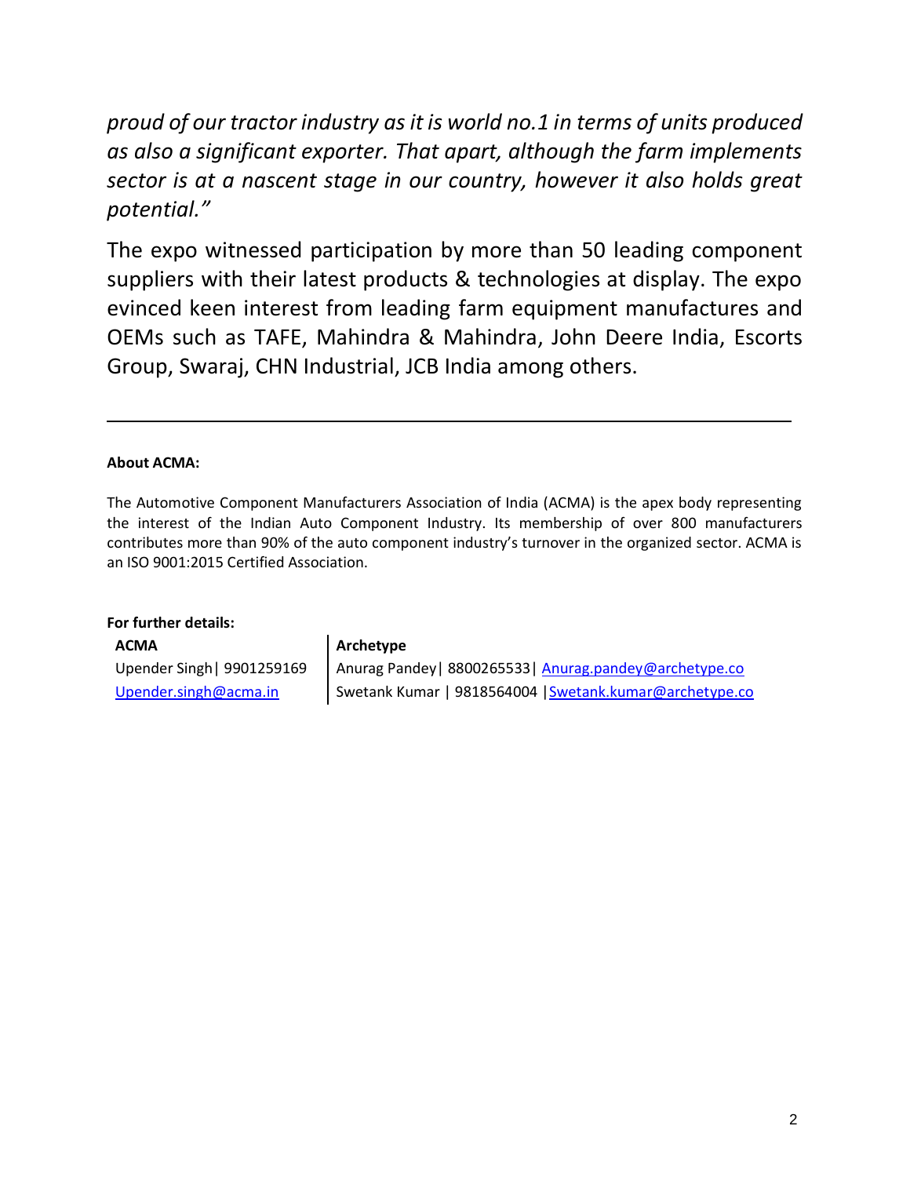*proud of our tractor industry as it is world no.1 in terms of units produced as also a significant exporter. That apart, although the farm implements sector is at a nascent stage in our country, however it also holds great potential."*

The expo witnessed participation by more than 50 leading component suppliers with their latest products & technologies at display. The expo evinced keen interest from leading farm equipment manufactures and OEMs such as TAFE, Mahindra & Mahindra, John Deere India, Escorts Group, Swaraj, CHN Industrial, JCB India among others.

---

**About ACMA:**

The Automotive Component Manufacturers Association of India (ACMA) is the apex body representing the interest of the Indian Auto Component Industry. Its membership of over 800 manufacturers contributes more than 90% of the auto component industry's turnover in the organized sector. ACMA is an ISO 9001:2015 Certified Association.

**For further details:**

| **ACMA** | **Archetype** |
| --- | --- |
| Upender Singh\| 9901259169 | Anurag Pandey\| 8800265533\| Anurag.pandey@archetype.co |
| Upender.singh@acma.in | Swetank Kumar \| 9818564004 \|Swetank.kumar@archetype.co |